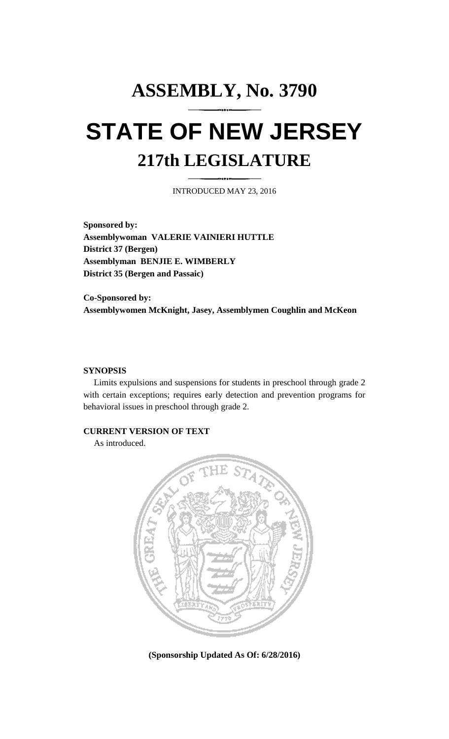# ASSEMBLY, No. 3790

# STATE OF NEW JERSEY

## 217th LEGISLATURE

INTRODUCED MAY 23, 2016

**Sponsored by:**
**Assemblywoman VALERIE VAINIERI HUTTLE**
**District 37 (Bergen)**
**Assemblyman BENJIE E. WIMBERLY**
**District 35 (Bergen and Passaic)**

**Co-Sponsored by:**
**Assemblywomen McKnight, Jasey, Assemblymen Coughlin and McKeon**

**SYNOPSIS**

Limits expulsions and suspensions for students in preschool through grade 2 with certain exceptions; requires early detection and prevention programs for behavioral issues in preschool through grade 2.

**CURRENT VERSION OF TEXT**

As introduced.

**(Sponsorship Updated As Of: 6/28/2016)**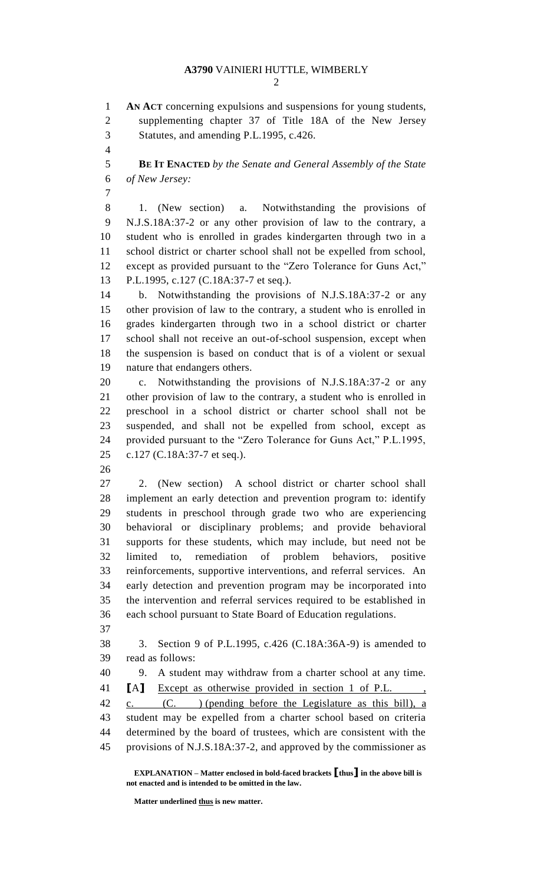**AN ACT** concerning expulsions and suspensions for young students, supplementing chapter 37 of Title 18A of the New Jersey Statutes, and amending P.L.1995, c.426.

**BE IT ENACTED** *by the Senate and General Assembly of the State of New Jersey:*

1. (New section) a. Notwithstanding the provisions of N.J.S.18A:37-2 or any other provision of law to the contrary, a student who is enrolled in grades kindergarten through two in a school district or charter school shall not be expelled from school, except as provided pursuant to the "Zero Tolerance for Guns Act," P.L.1995, c.127 (C.18A:37-7 et seq.).

b. Notwithstanding the provisions of N.J.S.18A:37-2 or any other provision of law to the contrary, a student who is enrolled in grades kindergarten through two in a school district or charter school shall not receive an out-of-school suspension, except when the suspension is based on conduct that is of a violent or sexual nature that endangers others.

c. Notwithstanding the provisions of N.J.S.18A:37-2 or any other provision of law to the contrary, a student who is enrolled in preschool in a school district or charter school shall not be suspended, and shall not be expelled from school, except as provided pursuant to the "Zero Tolerance for Guns Act," P.L.1995, c.127 (C.18A:37-7 et seq.).

2. (New section) A school district or charter school shall implement an early detection and prevention program to: identify students in preschool through grade two who are experiencing behavioral or disciplinary problems; and provide behavioral supports for these students, which may include, but need not be limited to, remediation of problem behaviors, positive reinforcements, supportive interventions, and referral services. An early detection and prevention program may be incorporated into the intervention and referral services required to be established in each school pursuant to State Board of Education regulations.

3. Section 9 of P.L.1995, c.426 (C.18A:36A-9) is amended to read as follows:

9. A student may withdraw from a charter school at any time. **[**A**]** <u>Except as otherwise provided in section 1 of P.L. , c. (C. ) (pending before the Legislature as this bill), a</u> student may be expelled from a charter school based on criteria determined by the board of trustees, which are consistent with the provisions of N.J.S.18A:37-2, and approved by the commissioner as

**EXPLANATION – Matter enclosed in bold-faced brackets [thus] in the above bill is not enacted and is intended to be omitted in the law.**

**Matter underlined <u>thus</u> is new matter.**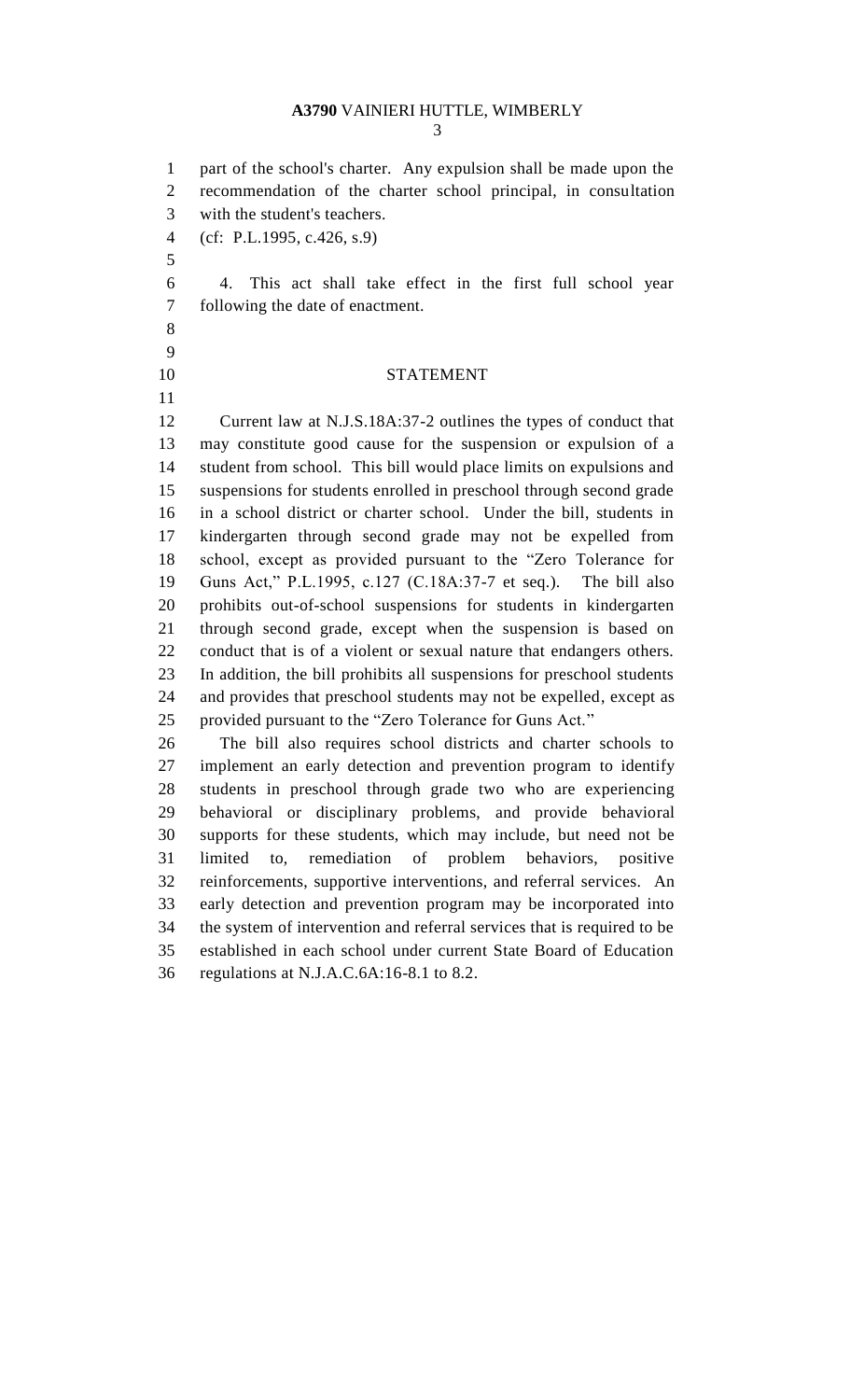part of the school's charter. Any expulsion shall be made upon the recommendation of the charter school principal, in consultation with the student's teachers.

(cf: P.L.1995, c.426, s.9)

4. This act shall take effect in the first full school year following the date of enactment.

## STATEMENT

Current law at N.J.S.18A:37-2 outlines the types of conduct that may constitute good cause for the suspension or expulsion of a student from school. This bill would place limits on expulsions and suspensions for students enrolled in preschool through second grade in a school district or charter school. Under the bill, students in kindergarten through second grade may not be expelled from school, except as provided pursuant to the "Zero Tolerance for Guns Act," P.L.1995, c.127 (C.18A:37-7 et seq.). The bill also prohibits out-of-school suspensions for students in kindergarten through second grade, except when the suspension is based on conduct that is of a violent or sexual nature that endangers others. In addition, the bill prohibits all suspensions for preschool students and provides that preschool students may not be expelled, except as provided pursuant to the "Zero Tolerance for Guns Act."

The bill also requires school districts and charter schools to implement an early detection and prevention program to identify students in preschool through grade two who are experiencing behavioral or disciplinary problems, and provide behavioral supports for these students, which may include, but need not be limited to, remediation of problem behaviors, positive reinforcements, supportive interventions, and referral services. An early detection and prevention program may be incorporated into the system of intervention and referral services that is required to be established in each school under current State Board of Education regulations at N.J.A.C.6A:16-8.1 to 8.2.